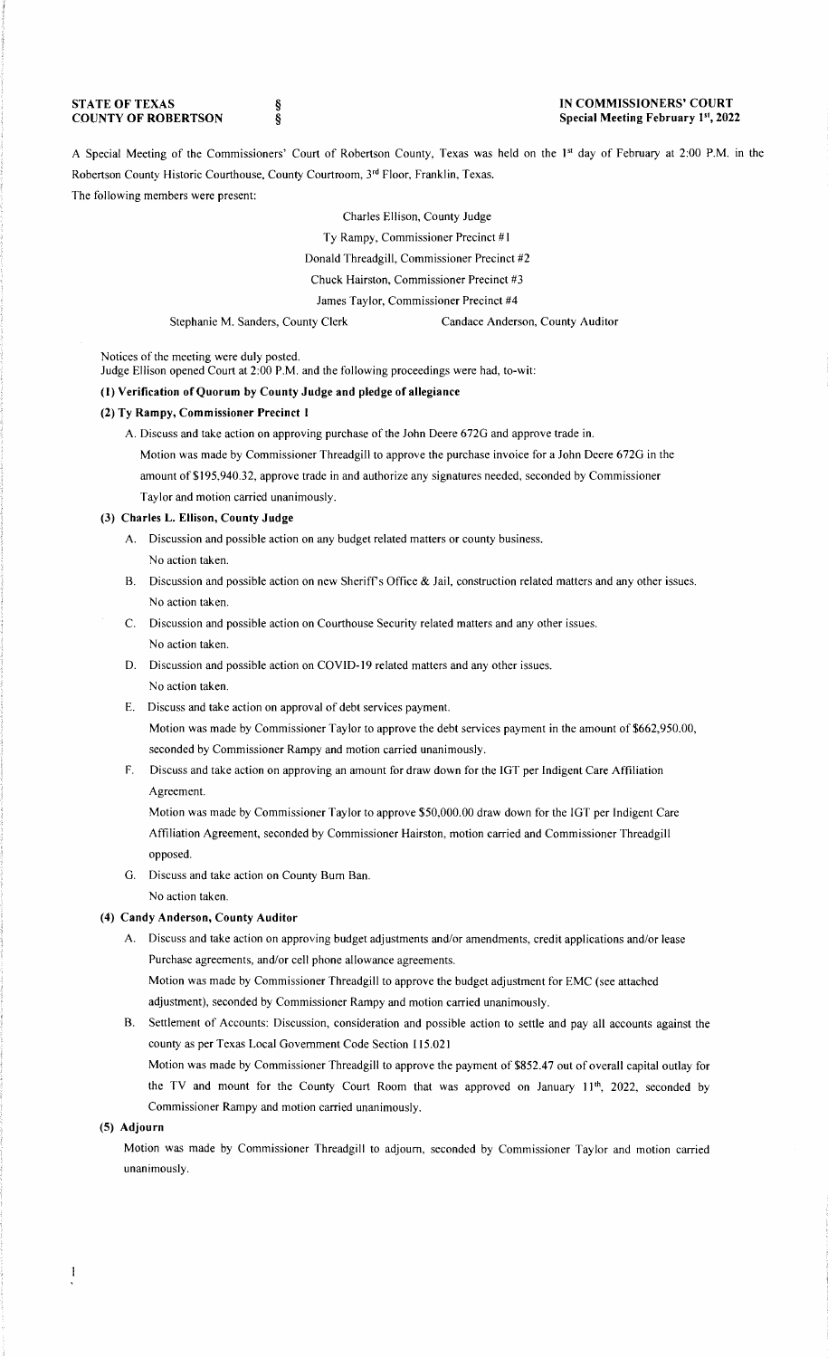**STATE OF TEXAS** §
**COUNTY OF ROBERTSON** §

**IN COMMISSIONERS' COURT**
**Special Meeting February 1st, 2022**

A Special Meeting of the Commissioners' Court of Robertson County, Texas was held on the 1st day of February at 2:00 P.M. in the Robertson County Historic Courthouse, County Courtroom, 3rd Floor, Franklin, Texas.

The following members were present:

Charles Ellison, County Judge
Ty Rampy, Commissioner Precinct #1
Donald Threadgill, Commissioner Precinct #2
Chuck Hairston, Commissioner Precinct #3
James Taylor, Commissioner Precinct #4
Stephanie M. Sanders, County Clerk    Candace Anderson, County Auditor

Notices of the meeting were duly posted.
Judge Ellison opened Court at 2:00 P.M. and the following proceedings were had, to-wit:

**(1) Verification of Quorum by County Judge and pledge of allegiance**

**(2) Ty Rampy, Commissioner Precinct 1**

A. Discuss and take action on approving purchase of the John Deere 672G and approve trade in.
Motion was made by Commissioner Threadgill to approve the purchase invoice for a John Deere 672G in the amount of $195,940.32, approve trade in and authorize any signatures needed, seconded by Commissioner Taylor and motion carried unanimously.

**(3) Charles L. Ellison, County Judge**

A. Discussion and possible action on any budget related matters or county business.
No action taken.

B. Discussion and possible action on new Sheriff's Office & Jail, construction related matters and any other issues.
No action taken.

C. Discussion and possible action on Courthouse Security related matters and any other issues.
No action taken.

D. Discussion and possible action on COVID-19 related matters and any other issues.
No action taken.

E. Discuss and take action on approval of debt services payment.
Motion was made by Commissioner Taylor to approve the debt services payment in the amount of $662,950.00, seconded by Commissioner Rampy and motion carried unanimously.

F. Discuss and take action on approving an amount for draw down for the IGT per Indigent Care Affiliation Agreement.
Motion was made by Commissioner Taylor to approve $50,000.00 draw down for the IGT per Indigent Care Affiliation Agreement, seconded by Commissioner Hairston, motion carried and Commissioner Threadgill opposed.

G. Discuss and take action on County Burn Ban.
No action taken.

**(4) Candy Anderson, County Auditor**

A. Discuss and take action on approving budget adjustments and/or amendments, credit applications and/or lease Purchase agreements, and/or cell phone allowance agreements.
Motion was made by Commissioner Threadgill to approve the budget adjustment for EMC (see attached adjustment), seconded by Commissioner Rampy and motion carried unanimously.

B. Settlement of Accounts: Discussion, consideration and possible action to settle and pay all accounts against the county as per Texas Local Government Code Section 115.021
Motion was made by Commissioner Threadgill to approve the payment of $852.47 out of overall capital outlay for the TV and mount for the County Court Room that was approved on January 11th, 2022, seconded by Commissioner Rampy and motion carried unanimously.

**(5) Adjourn**

Motion was made by Commissioner Threadgill to adjourn, seconded by Commissioner Taylor and motion carried unanimously.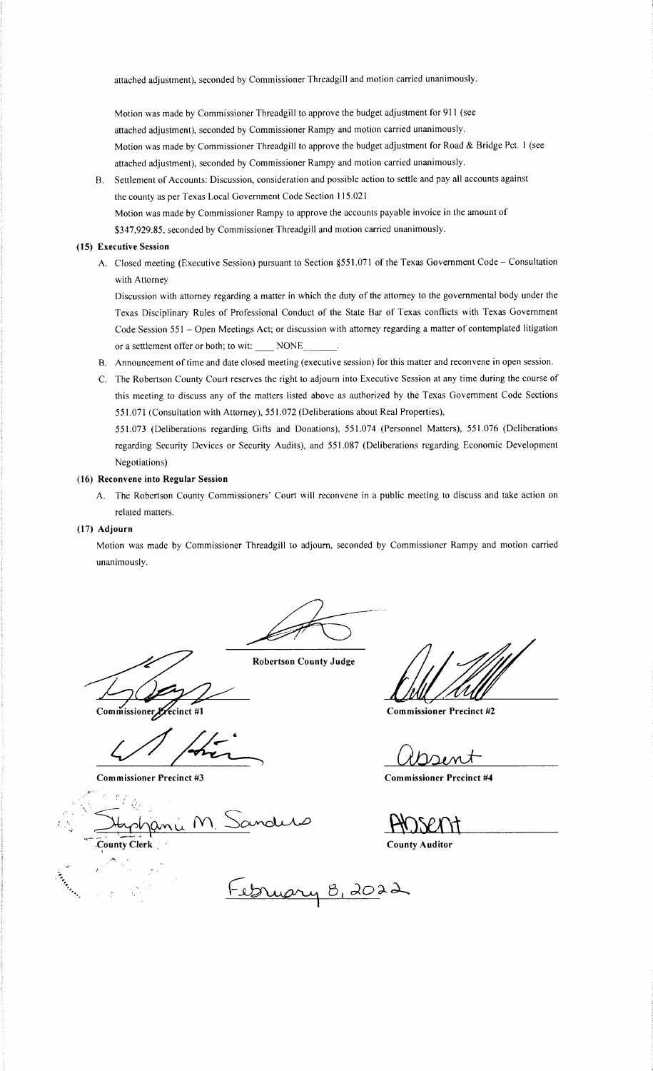attached adjustment), seconded by Commissioner Threadgill and motion carried unanimously.

Motion was made by Commissioner Threadgill to approve the budget adjustment for 911 (see attached adjustment), seconded by Commissioner Rampy and motion carried unanimously.

Motion was made by Commissioner Threadgill to approve the budget adjustment for Road & Bridge Pct. 1 (see attached adjustment), seconded by Commissioner Rampy and motion carried unanimously.

B. Settlement of Accounts: Discussion, consideration and possible action to settle and pay all accounts against the county as per Texas Local Government Code Section 115.021

   Motion was made by Commissioner Rampy to approve the accounts payable invoice in the amount of $347,929.85, seconded by Commissioner Threadgill and motion carried unanimously.

**(15) Executive Session**

A. Closed meeting (Executive Session) pursuant to Section §551.071 of the Texas Government Code – Consultation with Attorney

   Discussion with attorney regarding a matter in which the duty of the attorney to the governmental body under the Texas Disciplinary Rules of Professional Conduct of the State Bar of Texas conflicts with Texas Government Code Session 551 – Open Meetings Act; or discussion with attorney regarding a matter of contemplated litigation or a settlement offer or both; to wit: ____ NONE_______.

B. Announcement of time and date closed meeting (executive session) for this matter and reconvene in open session.

C. The Robertson County Court reserves the right to adjourn into Executive Session at any time during the course of this meeting to discuss any of the matters listed above as authorized by the Texas Government Code Sections 551.071 (Consultation with Attorney), 551.072 (Deliberations about Real Properties), 551.073 (Deliberations regarding Gifts and Donations), 551.074 (Personnel Matters), 551.076 (Deliberations regarding Security Devices or Security Audits), and 551.087 (Deliberations regarding Economic Development Negotiations)

**(16) Reconvene into Regular Session**

A. The Robertson County Commissioners' Court will reconvene in a public meeting to discuss and take action on related matters.

**(17) Adjourn**

Motion was made by Commissioner Threadgill to adjourn, seconded by Commissioner Rampy and motion carried unanimously.

Robertson County Judge

Commissioner Precinct #1

Commissioner Precinct #2

Commissioner Precinct #3

Absent
Commissioner Precinct #4

Stephanie M. Sanders
County Clerk

Absent
County Auditor

February 8, 2022